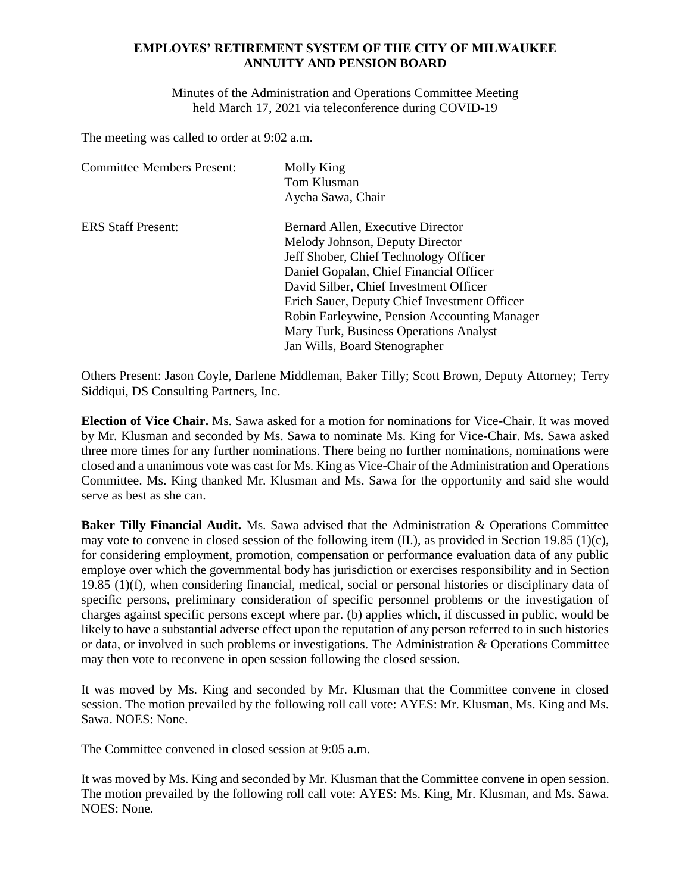# EMPLOYES' RETIREMENT SYSTEM OF THE CITY OF MILWAUKEE
## ANNUITY AND PENSION BOARD

Minutes of the Administration and Operations Committee Meeting
held March 17, 2021 via teleconference during COVID-19

The meeting was called to order at 9:02 a.m.

| | |
|---|---|
| Committee Members Present: | Molly King<br>Tom Klusman<br>Aycha Sawa, Chair |
| ERS Staff Present: | Bernard Allen, Executive Director<br>Melody Johnson, Deputy Director<br>Jeff Shober, Chief Technology Officer<br>Daniel Gopalan, Chief Financial Officer<br>David Silber, Chief Investment Officer<br>Erich Sauer, Deputy Chief Investment Officer<br>Robin Earleywine, Pension Accounting Manager<br>Mary Turk, Business Operations Analyst<br>Jan Wills, Board Stenographer |

Others Present: Jason Coyle, Darlene Middleman, Baker Tilly; Scott Brown, Deputy Attorney; Terry Siddiqui, DS Consulting Partners, Inc.

**Election of Vice Chair.** Ms. Sawa asked for a motion for nominations for Vice-Chair. It was moved by Mr. Klusman and seconded by Ms. Sawa to nominate Ms. King for Vice-Chair. Ms. Sawa asked three more times for any further nominations. There being no further nominations, nominations were closed and a unanimous vote was cast for Ms. King as Vice-Chair of the Administration and Operations Committee. Ms. King thanked Mr. Klusman and Ms. Sawa for the opportunity and said she would serve as best as she can.

**Baker Tilly Financial Audit.** Ms. Sawa advised that the Administration & Operations Committee may vote to convene in closed session of the following item (II.), as provided in Section 19.85 (1)(c), for considering employment, promotion, compensation or performance evaluation data of any public employe over which the governmental body has jurisdiction or exercises responsibility and in Section 19.85 (1)(f), when considering financial, medical, social or personal histories or disciplinary data of specific persons, preliminary consideration of specific personnel problems or the investigation of charges against specific persons except where par. (b) applies which, if discussed in public, would be likely to have a substantial adverse effect upon the reputation of any person referred to in such histories or data, or involved in such problems or investigations. The Administration & Operations Committee may then vote to reconvene in open session following the closed session.

It was moved by Ms. King and seconded by Mr. Klusman that the Committee convene in closed session. The motion prevailed by the following roll call vote: AYES: Mr. Klusman, Ms. King and Ms. Sawa. NOES: None.

The Committee convened in closed session at 9:05 a.m.

It was moved by Ms. King and seconded by Mr. Klusman that the Committee convene in open session. The motion prevailed by the following roll call vote: AYES: Ms. King, Mr. Klusman, and Ms. Sawa. NOES: None.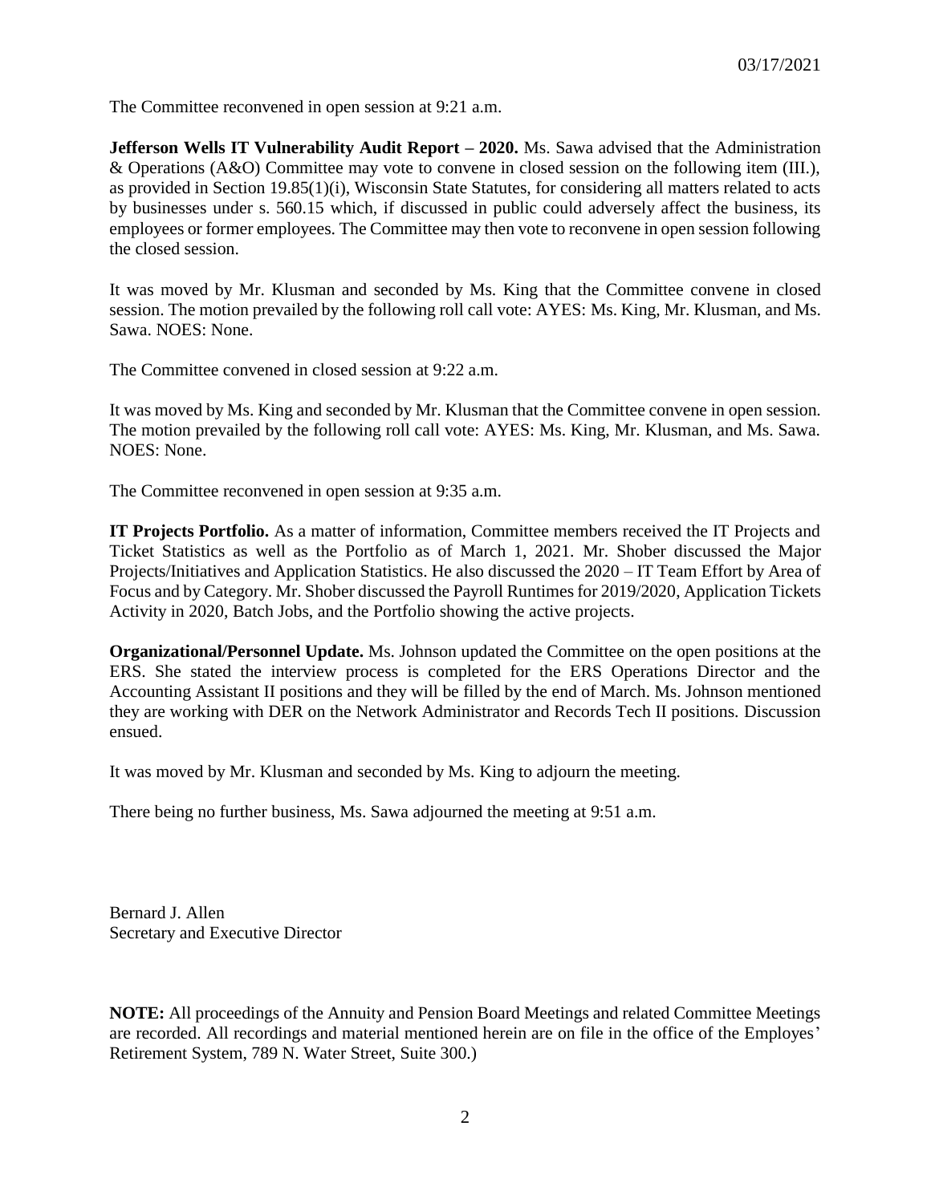The Committee reconvened in open session at 9:21 a.m.

**Jefferson Wells IT Vulnerability Audit Report – 2020.** Ms. Sawa advised that the Administration & Operations (A&O) Committee may vote to convene in closed session on the following item (III.), as provided in Section 19.85(1)(i), Wisconsin State Statutes, for considering all matters related to acts by businesses under s. 560.15 which, if discussed in public could adversely affect the business, its employees or former employees. The Committee may then vote to reconvene in open session following the closed session.

It was moved by Mr. Klusman and seconded by Ms. King that the Committee convene in closed session. The motion prevailed by the following roll call vote: AYES: Ms. King, Mr. Klusman, and Ms. Sawa. NOES: None.

The Committee convened in closed session at 9:22 a.m.

It was moved by Ms. King and seconded by Mr. Klusman that the Committee convene in open session. The motion prevailed by the following roll call vote: AYES: Ms. King, Mr. Klusman, and Ms. Sawa. NOES: None.

The Committee reconvened in open session at 9:35 a.m.

**IT Projects Portfolio.** As a matter of information, Committee members received the IT Projects and Ticket Statistics as well as the Portfolio as of March 1, 2021. Mr. Shober discussed the Major Projects/Initiatives and Application Statistics. He also discussed the 2020 – IT Team Effort by Area of Focus and by Category. Mr. Shober discussed the Payroll Runtimes for 2019/2020, Application Tickets Activity in 2020, Batch Jobs, and the Portfolio showing the active projects.

**Organizational/Personnel Update.** Ms. Johnson updated the Committee on the open positions at the ERS. She stated the interview process is completed for the ERS Operations Director and the Accounting Assistant II positions and they will be filled by the end of March. Ms. Johnson mentioned they are working with DER on the Network Administrator and Records Tech II positions. Discussion ensued.

It was moved by Mr. Klusman and seconded by Ms. King to adjourn the meeting.

There being no further business, Ms. Sawa adjourned the meeting at 9:51 a.m.

Bernard J. Allen
Secretary and Executive Director

**NOTE:** All proceedings of the Annuity and Pension Board Meetings and related Committee Meetings are recorded. All recordings and material mentioned herein are on file in the office of the Employes' Retirement System, 789 N. Water Street, Suite 300.)